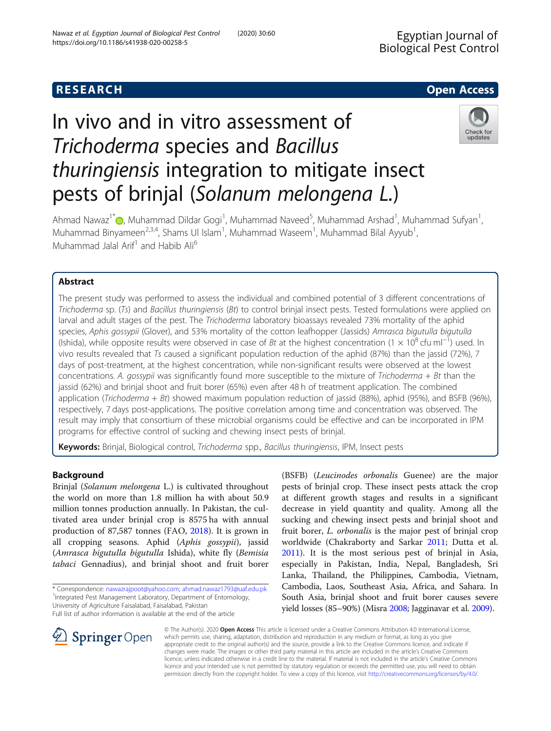RESEARCH Open Access

# In vivo and in vitro assessment of *Trichoderma* species and *Bacillus thuringiensis* integration to mitigate insect pests of brinjal (*Solanum melongena L.*)

Ahmad Nawaz[1*], Muhammad Dildar Gogi[1], Muhammad Naveed[5], Muhammad Arshad[1], Muhammad Sufyan[1], Muhammad Binyameen[2,3,4], Shams Ul Islam[1], Muhammad Waseem[1], Muhammad Bilal Ayyub[1], Muhammad Jalal Arif[1] and Habib Ali[6]

## Abstract

The present study was performed to assess the individual and combined potential of 3 different concentrations of *Trichoderma* sp. (*Ts*) and *Bacillus thuringiensis* (*Bt*) to control brinjal insect pests. Tested formulations were applied on larval and adult stages of the pest. The *Trichoderma* laboratory bioassays revealed 73% mortality of the aphid species, *Aphis gossypii* (Glover), and 53% mortality of the cotton leafhopper (Jassids) *Amrasca bigutulla bigutulla* (Ishida), while opposite results were observed in case of *Bt* at the highest concentration ($1 \times 10^8$ cfu ml$^{-1}$) used. In vivo results revealed that *Ts* caused a significant population reduction of the aphid (87%) than the jassid (72%), 7 days of post-treatment, at the highest concentration, while non-significant results were observed at the lowest concentrations. *A. gossypii* was significantly found more susceptible to the mixture of *Trichoderma* + *Bt* than the jassid (62%) and brinjal shoot and fruit borer (65%) even after 48 h of treatment application. The combined application (*Trichoderma* + *Bt*) showed maximum population reduction of jassid (88%), aphid (95%), and BSFB (96%), respectively, 7 days post-applications. The positive correlation among time and concentration was observed. The result may imply that consortium of these microbial organisms could be effective and can be incorporated in IPM programs for effective control of sucking and chewing insect pests of brinjal.

**Keywords:** Brinjal, Biological control, *Trichoderma* spp., *Bacillus thuringiensis*, IPM, Insect pests

## Background

Brinjal (*Solanum melongena* L.) is cultivated throughout the world on more than 1.8 million ha with about 50.9 million tonnes production annually. In Pakistan, the cultivated area under brinjal crop is 8575 ha with annual production of 87,587 tonnes (FAO, 2018). It is grown in all cropping seasons. Aphid (*Aphis gossypii*), jassid (*Amrasca bigutulla bigutulla* Ishida), white fly (*Bemisia tabaci* Gennadius), and brinjal shoot and fruit borer (BSFB) (*Leucinodes orbonalis* Guenee) are the major pests of brinjal crop. These insect pests attack the crop at different growth stages and results in a significant decrease in yield quantity and quality. Among all the sucking and chewing insect pests and brinjal shoot and fruit borer, *L. orbonalis* is the major pest of brinjal crop worldwide (Chakraborty and Sarkar 2011; Dutta et al. 2011). It is the most serious pest of brinjal in Asia, especially in Pakistan, India, Nepal, Bangladesh, Sri Lanka, Thailand, the Philippines, Cambodia, Vietnam, Cambodia, Laos, Southeast Asia, Africa, and Sahara. In South Asia, brinjal shoot and fruit borer causes severe yield losses (85–90%) (Misra 2008; Jagginavar et al. 2009).

\* Correspondence: nawazrajpoot@yahoo.com; ahmad.nawaz1793@uaf.edu.pk
[1]Integrated Pest Management Laboratory, Department of Entomology, University of Agriculture Faisalabad, Faisalabad, Pakistan
Full list of author information is available at the end of the article

© The Author(s). 2020 **Open Access** This article is licensed under a Creative Commons Attribution 4.0 International License, which permits use, sharing, adaptation, distribution and reproduction in any medium or format, as long as you give appropriate credit to the original author(s) and the source, provide a link to the Creative Commons licence, and indicate if changes were made. The images or other third party material in this article are included in the article's Creative Commons licence, unless indicated otherwise in a credit line to the material. If material is not included in the article's Creative Commons licence and your intended use is not permitted by statutory regulation or exceeds the permitted use, you will need to obtain permission directly from the copyright holder. To view a copy of this licence, visit http://creativecommons.org/licenses/by/4.0/.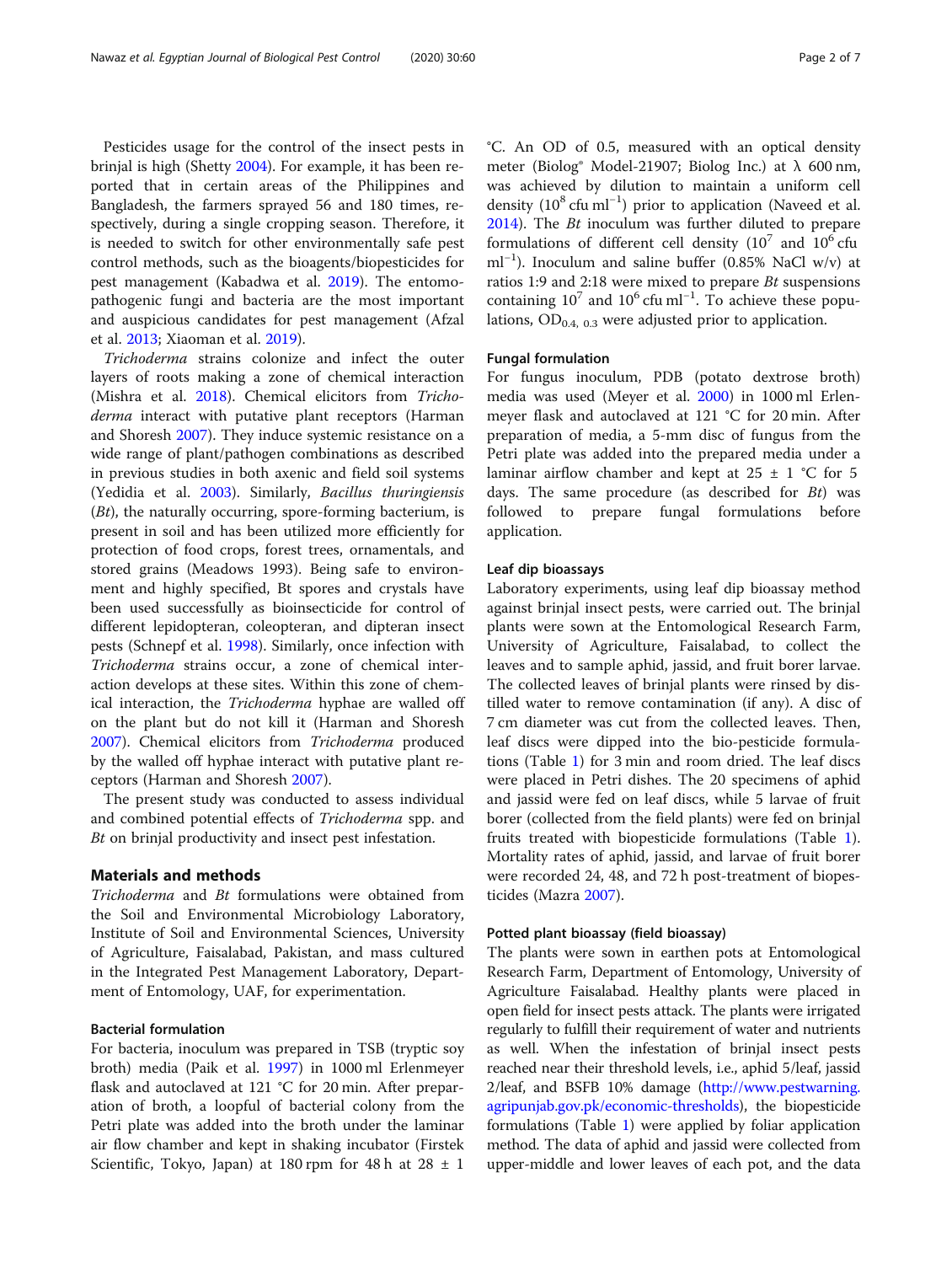Pesticides usage for the control of the insect pests in brinjal is high (Shetty 2004). For example, it has been reported that in certain areas of the Philippines and Bangladesh, the farmers sprayed 56 and 180 times, respectively, during a single cropping season. Therefore, it is needed to switch for other environmentally safe pest control methods, such as the bioagents/biopesticides for pest management (Kabadwa et al. 2019). The entomopathogenic fungi and bacteria are the most important and auspicious candidates for pest management (Afzal et al. 2013; Xiaoman et al. 2019).

*Trichoderma* strains colonize and infect the outer layers of roots making a zone of chemical interaction (Mishra et al. 2018). Chemical elicitors from *Trichoderma* interact with putative plant receptors (Harman and Shoresh 2007). They induce systemic resistance on a wide range of plant/pathogen combinations as described in previous studies in both axenic and field soil systems (Yedidia et al. 2003). Similarly, *Bacillus thuringiensis* (*Bt*), the naturally occurring, spore-forming bacterium, is present in soil and has been utilized more efficiently for protection of food crops, forest trees, ornamentals, and stored grains (Meadows 1993). Being safe to environment and highly specified, Bt spores and crystals have been used successfully as bioinsecticide for control of different lepidopteran, coleopteran, and dipteran insect pests (Schnepf et al. 1998). Similarly, once infection with *Trichoderma* strains occur, a zone of chemical interaction develops at these sites. Within this zone of chemical interaction, the *Trichoderma* hyphae are walled off on the plant but do not kill it (Harman and Shoresh 2007). Chemical elicitors from *Trichoderma* produced by the walled off hyphae interact with putative plant receptors (Harman and Shoresh 2007).

The present study was conducted to assess individual and combined potential effects of *Trichoderma* spp. and *Bt* on brinjal productivity and insect pest infestation.

## Materials and methods

*Trichoderma* and *Bt* formulations were obtained from the Soil and Environmental Microbiology Laboratory, Institute of Soil and Environmental Sciences, University of Agriculture, Faisalabad, Pakistan, and mass cultured in the Integrated Pest Management Laboratory, Department of Entomology, UAF, for experimentation.

### Bacterial formulation

For bacteria, inoculum was prepared in TSB (tryptic soy broth) media (Paik et al. 1997) in 1000 ml Erlenmeyer flask and autoclaved at 121 °C for 20 min. After preparation of broth, a loopful of bacterial colony from the Petri plate was added into the broth under the laminar air flow chamber and kept in shaking incubator (Firstek Scientific, Tokyo, Japan) at 180 rpm for 48 h at 28 ± 1 °C. An OD of 0.5, measured with an optical density meter (Biolog® Model-21907; Biolog Inc.) at λ 600 nm, was achieved by dilution to maintain a uniform cell density ($10^8$ cfu ml$^{-1}$) prior to application (Naveed et al. 2014). The *Bt* inoculum was further diluted to prepare formulations of different cell density ($10^7$ and $10^6$ cfu ml$^{-1}$). Inoculum and saline buffer (0.85% NaCl w/v) at ratios 1:9 and 2:18 were mixed to prepare *Bt* suspensions containing $10^7$ and $10^6$ cfu ml$^{-1}$. To achieve these populations, $OD_{0.4,\ 0.3}$ were adjusted prior to application.

### Fungal formulation

For fungus inoculum, PDB (potato dextrose broth) media was used (Meyer et al. 2000) in 1000 ml Erlenmeyer flask and autoclaved at 121 °C for 20 min. After preparation of media, a 5-mm disc of fungus from the Petri plate was added into the prepared media under a laminar airflow chamber and kept at 25 ± 1 °C for 5 days. The same procedure (as described for *Bt*) was followed to prepare fungal formulations before application.

### Leaf dip bioassays

Laboratory experiments, using leaf dip bioassay method against brinjal insect pests, were carried out. The brinjal plants were sown at the Entomological Research Farm, University of Agriculture, Faisalabad, to collect the leaves and to sample aphid, jassid, and fruit borer larvae. The collected leaves of brinjal plants were rinsed by distilled water to remove contamination (if any). A disc of 7 cm diameter was cut from the collected leaves. Then, leaf discs were dipped into the bio-pesticide formulations (Table 1) for 3 min and room dried. The leaf discs were placed in Petri dishes. The 20 specimens of aphid and jassid were fed on leaf discs, while 5 larvae of fruit borer (collected from the field plants) were fed on brinjal fruits treated with biopesticide formulations (Table 1). Mortality rates of aphid, jassid, and larvae of fruit borer were recorded 24, 48, and 72 h post-treatment of biopesticides (Mazra 2007).

### Potted plant bioassay (field bioassay)

The plants were sown in earthen pots at Entomological Research Farm, Department of Entomology, University of Agriculture Faisalabad. Healthy plants were placed in open field for insect pests attack. The plants were irrigated regularly to fulfill their requirement of water and nutrients as well. When the infestation of brinjal insect pests reached near their threshold levels, i.e., aphid 5/leaf, jassid 2/leaf, and BSFB 10% damage (http://www.pestwarning.agripunjab.gov.pk/economic-thresholds), the biopesticide formulations (Table 1) were applied by foliar application method. The data of aphid and jassid were collected from upper-middle and lower leaves of each pot, and the data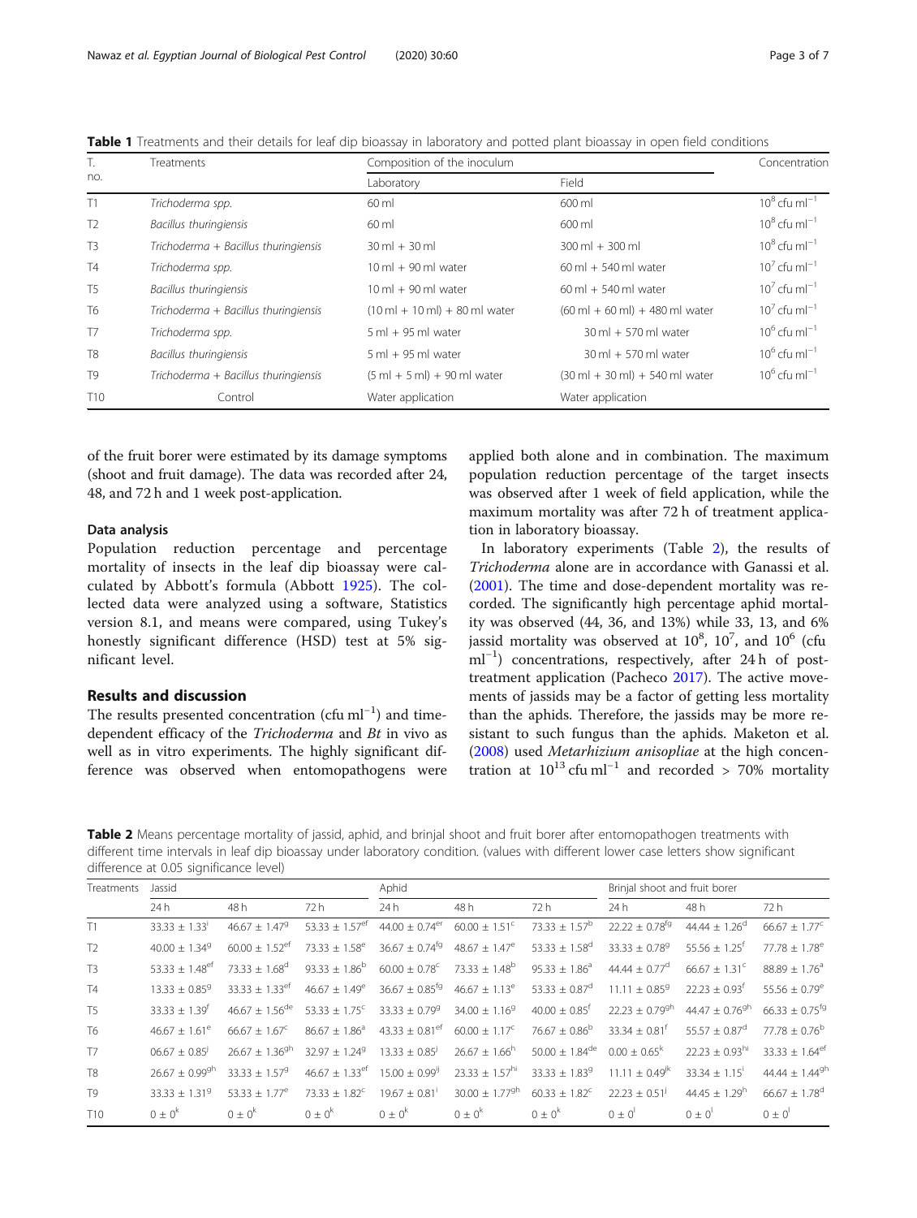**Table 1** Treatments and their details for leaf dip bioassay in laboratory and potted plant bioassay in open field conditions

| T. no. | Treatments | Composition of the inoculum | | Concentration |
|---|---|---|---|---|
| | | Laboratory | Field | |
| T1 | *Trichoderma spp.* | 60 ml | 600 ml | $10^8$ cfu ml$^{-1}$ |
| T2 | *Bacillus thuringiensis* | 60 ml | 600 ml | $10^8$ cfu ml$^{-1}$ |
| T3 | *Trichoderma + Bacillus thuringiensis* | 30 ml + 30 ml | 300 ml + 300 ml | $10^8$ cfu ml$^{-1}$ |
| T4 | *Trichoderma spp.* | 10 ml + 90 ml water | 60 ml + 540 ml water | $10^7$ cfu ml$^{-1}$ |
| T5 | *Bacillus thuringiensis* | 10 ml + 90 ml water | 60 ml + 540 ml water | $10^7$ cfu ml$^{-1}$ |
| T6 | *Trichoderma + Bacillus thuringiensis* | (10 ml + 10 ml) + 80 ml water | (60 ml + 60 ml) + 480 ml water | $10^7$ cfu ml$^{-1}$ |
| T7 | *Trichoderma spp.* | 5 ml + 95 ml water | 30 ml + 570 ml water | $10^6$ cfu ml$^{-1}$ |
| T8 | *Bacillus thuringiensis* | 5 ml + 95 ml water | 30 ml + 570 ml water | $10^6$ cfu ml$^{-1}$ |
| T9 | *Trichoderma + Bacillus thuringiensis* | (5 ml + 5 ml) + 90 ml water | (30 ml + 30 ml) + 540 ml water | $10^6$ cfu ml$^{-1}$ |
| T10 | Control | Water application | Water application | |

of the fruit borer were estimated by its damage symptoms (shoot and fruit damage). The data was recorded after 24, 48, and 72 h and 1 week post-application.

### Data analysis

Population reduction percentage and percentage mortality of insects in the leaf dip bioassay were calculated by Abbott's formula (Abbott 1925). The collected data were analyzed using a software, Statistics version 8.1, and means were compared, using Tukey's honestly significant difference (HSD) test at 5% significant level.

## Results and discussion

The results presented concentration (cfu ml$^{-1}$) and time-dependent efficacy of the *Trichoderma* and *Bt* in vivo as well as in vitro experiments. The highly significant difference was observed when entomopathogens were applied both alone and in combination. The maximum population reduction percentage of the target insects was observed after 1 week of field application, while the maximum mortality was after 72 h of treatment application in laboratory bioassay.

In laboratory experiments (Table 2), the results of *Trichoderma* alone are in accordance with Ganassi et al. (2001). The time and dose-dependent mortality was recorded. The significantly high percentage aphid mortality was observed (44, 36, and 13%) while 33, 13, and 6% jassid mortality was observed at $10^8$, $10^7$, and $10^6$ (cfu ml$^{-1}$) concentrations, respectively, after 24 h of post-treatment application (Pacheco 2017). The active movements of jassids may be a factor of getting less mortality than the aphids. Therefore, the jassids may be more resistant to such fungus than the aphids. Maketon et al. (2008) used *Metarhizium anisopliae* at the high concentration at $10^{13}$ cfu ml$^{-1}$ and recorded > 70% mortality

**Table 2** Means percentage mortality of jassid, aphid, and brinjal shoot and fruit borer after entomopathogen treatments with different time intervals in leaf dip bioassay under laboratory condition. (values with different lower case letters show significant difference at 0.05 significance level)

| Treatments | Jassid | | | Aphid | | | Brinjal shoot and fruit borer | | |
|---|---|---|---|---|---|---|---|---|---|
| | 24 h | 48 h | 72 h | 24 h | 48 h | 72 h | 24 h | 48 h | 72 h |
| T1 | 33.33 ± 1.33$^{i}$ | 46.67 ± 1.47$^{g}$ | 53.33 ± 1.57$^{ef}$ | 44.00 ± 0.74$^{ef}$ | 60.00 ± 1.51$^{c}$ | 73.33 ± 1.57$^{b}$ | 22.22 ± 0.78$^{fg}$ | 44.44 ± 1.26$^{d}$ | 66.67 ± 1.77$^{c}$ |
| T2 | 40.00 ± 1.34$^{g}$ | 60.00 ± 1.52$^{ef}$ | 73.33 ± 1.58$^{e}$ | 36.67 ± 0.74$^{fg}$ | 48.67 ± 1.47$^{e}$ | 53.33 ± 1.58$^{d}$ | 33.33 ± 0.78$^{g}$ | 55.56 ± 1.25$^{f}$ | 77.78 ± 1.78$^{e}$ |
| T3 | 53.33 ± 1.48$^{ef}$ | 73.33 ± 1.68$^{d}$ | 93.33 ± 1.86$^{b}$ | 60.00 ± 0.78$^{c}$ | 73.33 ± 1.48$^{b}$ | 95.33 ± 1.86$^{a}$ | 44.44 ± 0.77$^{d}$ | 66.67 ± 1.31$^{c}$ | 88.89 ± 1.76$^{a}$ |
| T4 | 13.33 ± 0.85$^{g}$ | 33.33 ± 1.33$^{ef}$ | 46.67 ± 1.49$^{e}$ | 36.67 ± 0.85$^{fg}$ | 46.67 ± 1.13$^{e}$ | 53.33 ± 0.87$^{d}$ | 11.11 ± 0.85$^{g}$ | 22.23 ± 0.93$^{f}$ | 55.56 ± 0.79$^{e}$ |
| T5 | 33.33 ± 1.39$^{f}$ | 46.67 ± 1.56$^{de}$ | 53.33 ± 1.75$^{c}$ | 33.33 ± 0.79$^{g}$ | 34.00 ± 1.16$^{g}$ | 40.00 ± 0.85$^{f}$ | 22.23 ± 0.79$^{gh}$ | 44.47 ± 0.76$^{gh}$ | 66.33 ± 0.75$^{fg}$ |
| T6 | 46.67 ± 1.61$^{e}$ | 66.67 ± 1.67$^{c}$ | 86.67 ± 1.86$^{a}$ | 43.33 ± 0.81$^{ef}$ | 60.00 ± 1.17$^{c}$ | 76.67 ± 0.86$^{b}$ | 33.34 ± 0.81$^{f}$ | 55.57 ± 0.87$^{d}$ | 77.78 ± 0.76$^{b}$ |
| T7 | 06.67 ± 0.85$^{j}$ | 26.67 ± 1.36$^{gh}$ | 32.97 ± 1.24$^{g}$ | 13.33 ± 0.85$^{j}$ | 26.67 ± 1.66$^{h}$ | 50.00 ± 1.84$^{de}$ | 0.00 ± 0.65$^{k}$ | 22.23 ± 0.93$^{hi}$ | 33.33 ± 1.64$^{ef}$ |
| T8 | 26.67 ± 0.99$^{gh}$ | 33.33 ± 1.57$^{g}$ | 46.67 ± 1.33$^{ef}$ | 15.00 ± 0.99$^{ij}$ | 23.33 ± 1.57$^{hi}$ | 33.33 ± 1.83$^{g}$ | 11.11 ± 0.49$^{jk}$ | 33.34 ± 1.15$^{i}$ | 44.44 ± 1.44$^{gh}$ |
| T9 | 33.33 ± 1.31$^{g}$ | 53.33 ± 1.77$^{e}$ | 73.33 ± 1.82$^{c}$ | 19.67 ± 0.81$^{i}$ | 30.00 ± 1.77$^{gh}$ | 60.33 ± 1.82$^{c}$ | 22.23 ± 0.51$^{j}$ | 44.45 ± 1.29$^{h}$ | 66.67 ± 1.78$^{d}$ |
| T10 | 0 ± 0$^{k}$ | 0 ± 0$^{k}$ | 0 ± 0$^{k}$ | 0 ± 0$^{k}$ | 0 ± 0$^{k}$ | 0 ± 0$^{k}$ | 0 ± 0$^{l}$ | 0 ± 0$^{l}$ | 0 ± 0$^{l}$ |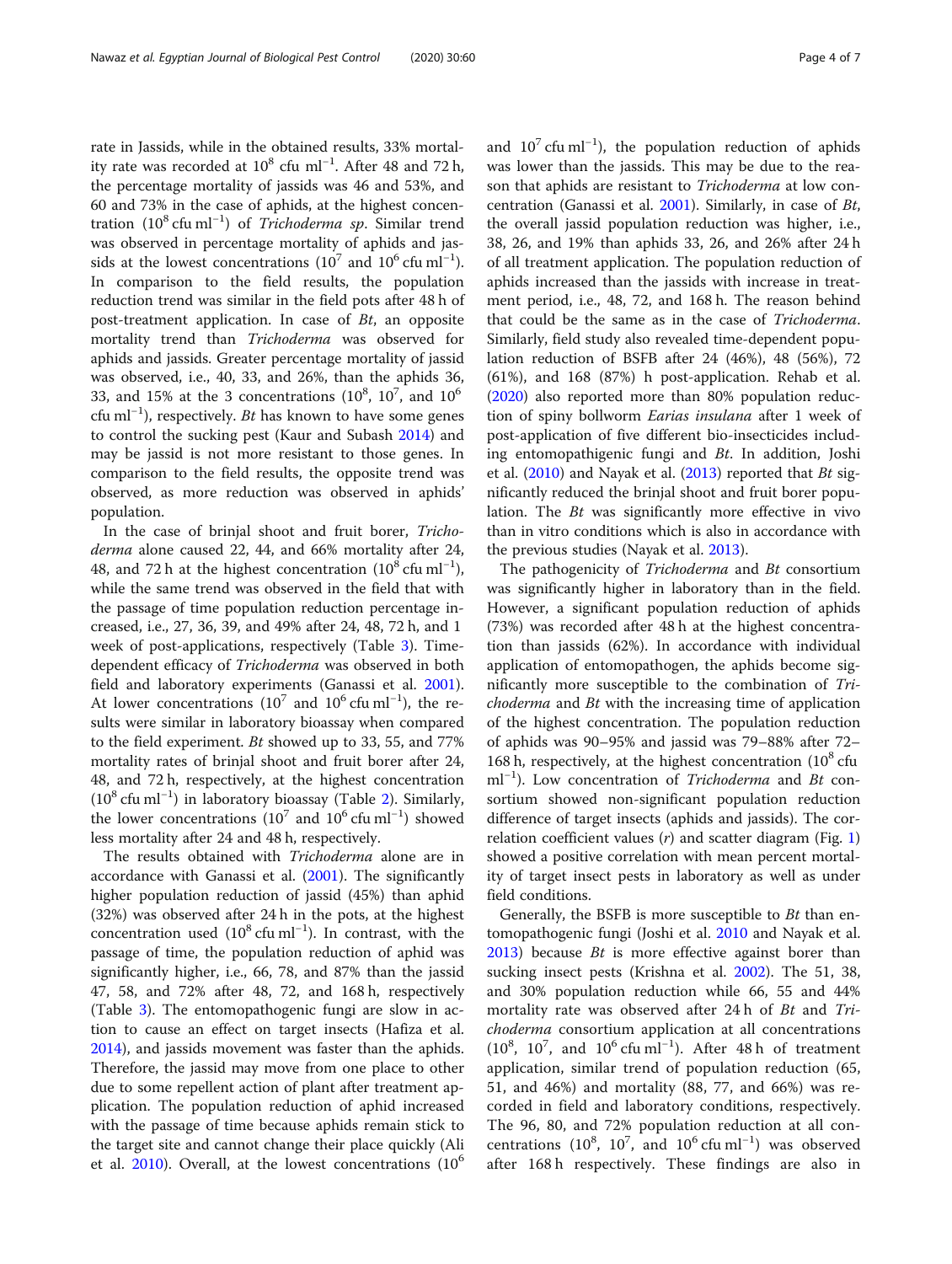rate in Jassids, while in the obtained results, 33% mortality rate was recorded at $10^8$ cfu ml$^{-1}$. After 48 and 72 h, the percentage mortality of jassids was 46 and 53%, and 60 and 73% in the case of aphids, at the highest concentration ($10^8$ cfu ml$^{-1}$) of *Trichoderma sp*. Similar trend was observed in percentage mortality of aphids and jassids at the lowest concentrations ($10^7$ and $10^6$ cfu ml$^{-1}$). In comparison to the field results, the population reduction trend was similar in the field pots after 48 h of post-treatment application. In case of *Bt*, an opposite mortality trend than *Trichoderma* was observed for aphids and jassids. Greater percentage mortality of jassid was observed, i.e., 40, 33, and 26%, than the aphids 36, 33, and 15% at the 3 concentrations ($10^8$, $10^7$, and $10^6$ cfu ml$^{-1}$), respectively. *Bt* has known to have some genes to control the sucking pest (Kaur and Subash 2014) and may be jassid is not more resistant to those genes. In comparison to the field results, the opposite trend was observed, as more reduction was observed in aphids' population.

In the case of brinjal shoot and fruit borer, *Trichoderma* alone caused 22, 44, and 66% mortality after 24, 48, and 72 h at the highest concentration ($10^8$ cfu ml$^{-1}$), while the same trend was observed in the field that with the passage of time population reduction percentage increased, i.e., 27, 36, 39, and 49% after 24, 48, 72 h, and 1 week of post-applications, respectively (Table 3). Time-dependent efficacy of *Trichoderma* was observed in both field and laboratory experiments (Ganassi et al. 2001). At lower concentrations ($10^7$ and $10^6$ cfu ml$^{-1}$), the results were similar in laboratory bioassay when compared to the field experiment. *Bt* showed up to 33, 55, and 77% mortality rates of brinjal shoot and fruit borer after 24, 48, and 72 h, respectively, at the highest concentration ($10^8$ cfu ml$^{-1}$) in laboratory bioassay (Table 2). Similarly, the lower concentrations ($10^7$ and $10^6$ cfu ml$^{-1}$) showed less mortality after 24 and 48 h, respectively.

The results obtained with *Trichoderma* alone are in accordance with Ganassi et al. (2001). The significantly higher population reduction of jassid (45%) than aphid (32%) was observed after 24 h in the pots, at the highest concentration used ($10^8$ cfu ml$^{-1}$). In contrast, with the passage of time, the population reduction of aphid was significantly higher, i.e., 66, 78, and 87% than the jassid 47, 58, and 72% after 48, 72, and 168 h, respectively (Table 3). The entomopathogenic fungi are slow in action to cause an effect on target insects (Hafiza et al. 2014), and jassids movement was faster than the aphids. Therefore, the jassid may move from one place to other due to some repellent action of plant after treatment application. The population reduction of aphid increased with the passage of time because aphids remain stick to the target site and cannot change their place quickly (Ali et al. 2010). Overall, at the lowest concentrations ($10^6$ and $10^7$ cfu ml$^{-1}$), the population reduction of aphids was lower than the jassids. This may be due to the reason that aphids are resistant to *Trichoderma* at low concentration (Ganassi et al. 2001). Similarly, in case of *Bt*, the overall jassid population reduction was higher, i.e., 38, 26, and 19% than aphids 33, 26, and 26% after 24 h of all treatment application. The population reduction of aphids increased than the jassids with increase in treatment period, i.e., 48, 72, and 168 h. The reason behind that could be the same as in the case of *Trichoderma*. Similarly, field study also revealed time-dependent population reduction of BSFB after 24 (46%), 48 (56%), 72 (61%), and 168 (87%) h post-application. Rehab et al. (2020) also reported more than 80% population reduction of spiny bollworm *Earias insulana* after 1 week of post-application of five different bio-insecticides including entomopathigenic fungi and *Bt*. In addition, Joshi et al. (2010) and Nayak et al. (2013) reported that *Bt* significantly reduced the brinjal shoot and fruit borer population. The *Bt* was significantly more effective in vivo than in vitro conditions which is also in accordance with the previous studies (Nayak et al. 2013).

The pathogenicity of *Trichoderma* and *Bt* consortium was significantly higher in laboratory than in the field. However, a significant population reduction of aphids (73%) was recorded after 48 h at the highest concentration than jassids (62%). In accordance with individual application of entomopathogen, the aphids become significantly more susceptible to the combination of *Trichoderma* and *Bt* with the increasing time of application of the highest concentration. The population reduction of aphids was 90–95% and jassid was 79–88% after 72–168 h, respectively, at the highest concentration ($10^8$ cfu ml$^{-1}$). Low concentration of *Trichoderma* and *Bt* consortium showed non-significant population reduction difference of target insects (aphids and jassids). The correlation coefficient values ($r$) and scatter diagram (Fig. 1) showed a positive correlation with mean percent mortality of target insect pests in laboratory as well as under field conditions.

Generally, the BSFB is more susceptible to *Bt* than entomopathogenic fungi (Joshi et al. 2010 and Nayak et al. 2013) because *Bt* is more effective against borer than sucking insect pests (Krishna et al. 2002). The 51, 38, and 30% population reduction while 66, 55 and 44% mortality rate was observed after 24 h of *Bt* and *Trichoderma* consortium application at all concentrations ($10^8$, $10^7$, and $10^6$ cfu ml$^{-1}$). After 48 h of treatment application, similar trend of population reduction (65, 51, and 46%) and mortality (88, 77, and 66%) was recorded in field and laboratory conditions, respectively. The 96, 80, and 72% population reduction at all concentrations ($10^8$, $10^7$, and $10^6$ cfu ml$^{-1}$) was observed after 168 h respectively. These findings are also in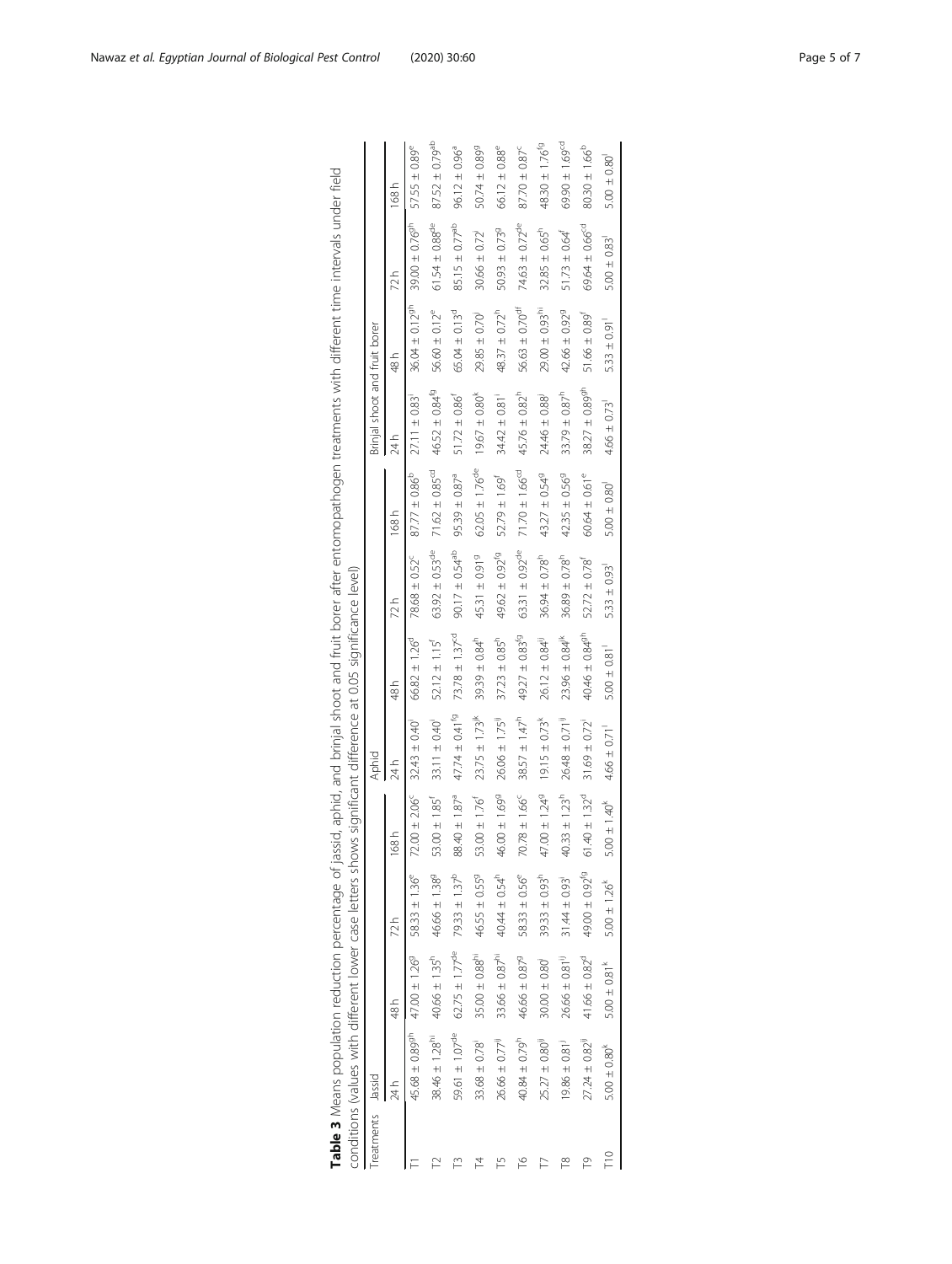**Table 3** Means population reduction percentage of jassid, aphid, and brinjal shoot and fruit borer after entomopathogen treatments with different time intervals under field conditions (values with different lower case letters shows significant difference at 0.05 significance level)

| Treatments | Jassid | | | | Aphid | | | | Brinjal shoot and fruit borer | | | |
|---|---|---|---|---|---|---|---|---|---|---|---|---|
| | 24 h | 48 h | 72 h | 168 h | 24 h | 48 h | 72 h | 168 h | 24 h | 48 h | 72 h | 168 h |
| T1 | 45.68 ± 0.89[gh] | 47.00 ± 1.26[g] | 58.33 ± 1.36[e] | 72.00 ± 2.06[c] | 32.43 ± 0.40[i] | 66.82 ± 1.26[d] | 78.68 ± 0.52[c] | 87.77 ± 0.86[b] | 27.11 ± 0.83[j] | 36.04 ± 0.12[gh] | 39.00 ± 0.76[gh] | 57.55 ± 0.89[e] |
| T2 | 38.46 ± 1.28[hi] | 40.66 ± 1.35[h] | 46.66 ± 1.38[g] | 53.00 ± 1.85[f] | 33.11 ± 0.40[i] | 52.12 ± 1.15[f] | 63.92 ± 0.53[de] | 71.62 ± 0.85[cd] | 46.52 ± 0.84[fg] | 56.60 ± 0.12[e] | 61.54 ± 0.88[de] | 87.52 ± 0.79[ab] |
| T3 | 59.61 ± 1.07[de] | 62.75 ± 1.77[de] | 79.33 ± 1.37[b] | 88.40 ± 1.87[a] | 47.74 ± 0.41[fg] | 73.78 ± 1.37[cd] | 90.17 ± 0.54[ab] | 95.39 ± 0.87[a] | 51.72 ± 0.86[f] | 65.04 ± 0.13[d] | 85.15 ± 0.77[ab] | 96.12 ± 0.96[a] |
| T4 | 33.68 ± 0.78[i] | 35.00 ± 0.88[hi] | 46.55 ± 0.55[g] | 53.00 ± 1.76[f] | 23.75 ± 1.73[jk] | 39.39 ± 0.84[h] | 45.31 ± 0.91[g] | 62.05 ± 1.76[de] | 19.67 ± 0.80[k] | 29.85 ± 0.70[j] | 30.66 ± 0.72[j] | 50.74 ± 0.89[g] |
| T5 | 26.66 ± 0.77[ij] | 33.66 ± 0.87[hi] | 40.44 ± 0.54[h] | 46.00 ± 1.69[g] | 26.06 ± 1.75[ij] | 37.23 ± 0.85[h] | 49.62 ± 0.92[fg] | 52.79 ± 1.69[f] | 34.42 ± 0.81[i] | 48.37 ± 0.72[h] | 50.93 ± 0.73[g] | 66.12 ± 0.88[e] |
| T6 | 40.84 ± 0.79[h] | 46.66 ± 0.87[g] | 58.33 ± 0.56[e] | 70.78 ± 1.66[c] | 38.57 ± 1.47[h] | 49.27 ± 0.83[fg] | 63.31 ± 0.92[de] | 71.70 ± 1.66[cd] | 45.76 ± 0.82[h] | 56.63 ± 0.70[df] | 74.63 ± 0.72[de] | 87.70 ± 0.87[c] |
| T7 | 25.27 ± 0.80[ij] | 30.00 ± 0.80[i] | 39.33 ± 0.93[h] | 47.00 ± 1.24[g] | 19.15 ± 0.73[k] | 26.12 ± 0.84[ij] | 36.94 ± 0.78[h] | 43.27 ± 0.54[g] | 24.46 ± 0.88[j] | 29.00 ± 0.93[hi] | 32.85 ± 0.65[h] | 48.30 ± 1.76[fg] |
| T8 | 19.86 ± 0.81[j] | 26.66 ± 0.81[ij] | 31.44 ± 0.93[i] | 40.33 ± 1.23[h] | 26.48 ± 0.71[ij] | 23.96 ± 0.84[jk] | 36.89 ± 0.78[h] | 42.35 ± 0.56[g] | 33.79 ± 0.87[h] | 42.66 ± 0.92[g] | 51.73 ± 0.64[f] | 69.90 ± 1.69[cd] |
| T9 | 27.24 ± 0.82[ij] | 41.66 ± 0.82[d] | 49.00 ± 0.92[fg] | 61.40 ± 1.32[d] | 31.69 ± 0.72[i] | 40.46 ± 0.84[gh] | 52.72 ± 0.78[f] | 60.64 ± 0.61[e] | 38.27 ± 0.89[gh] | 51.66 ± 0.89[f] | 69.64 ± 0.66[cd] | 80.30 ± 1.66[b] |
| T10 | 5.00 ± 0.80[k] | 5.00 ± 0.81[k] | 5.00 ± 1.26[k] | 5.00 ± 1.40[k] | 4.66 ± 0.71[l] | 5.00 ± 0.81[l] | 5.33 ± 0.93[l] | 5.00 ± 0.80[l] | 4.66 ± 0.73[l] | 5.33 ± 0.91[l] | 5.00 ± 0.83[l] | 5.00 ± 0.80[l] |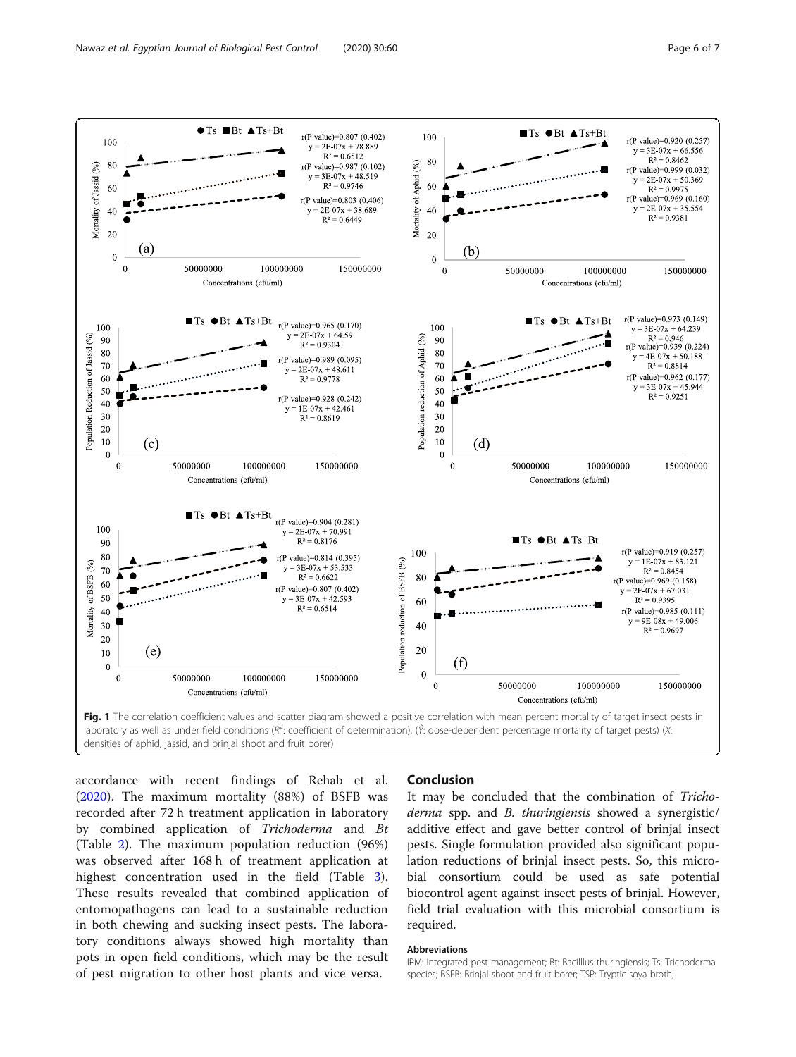**Fig. 1** The correlation coefficient values and scatter diagram showed a positive correlation with mean percent mortality of target insect pests in laboratory as well as under field conditions ($R^2$: coefficient of determination), ($\hat{Y}$: dose-dependent percentage mortality of target pests) ($X$: densities of aphid, jassid, and brinjal shoot and fruit borer)

accordance with recent findings of Rehab et al. (2020). The maximum mortality (88%) of BSFB was recorded after 72 h treatment application in laboratory by combined application of *Trichoderma* and *Bt* (Table 2). The maximum population reduction (96%) was observed after 168 h of treatment application at highest concentration used in the field (Table 3). These results revealed that combined application of entomopathogens can lead to a sustainable reduction in both chewing and sucking insect pests. The laboratory conditions always showed high mortality than pots in open field conditions, which may be the result of pest migration to other host plants and vice versa.

## Conclusion

It may be concluded that the combination of *Trichoderma* spp. and *B. thuringiensis* showed a synergistic/additive effect and gave better control of brinjal insect pests. Single formulation provided also significant population reductions of brinjal insect pests. So, this microbial consortium could be used as safe potential biocontrol agent against insect pests of brinjal. However, field trial evaluation with this microbial consortium is required.

### Abbreviations

IPM: Integrated pest management; Bt: Bacilllus thuringiensis; Ts: Trichoderma species; BSFB: Brinjal shoot and fruit borer; TSP: Tryptic soya broth;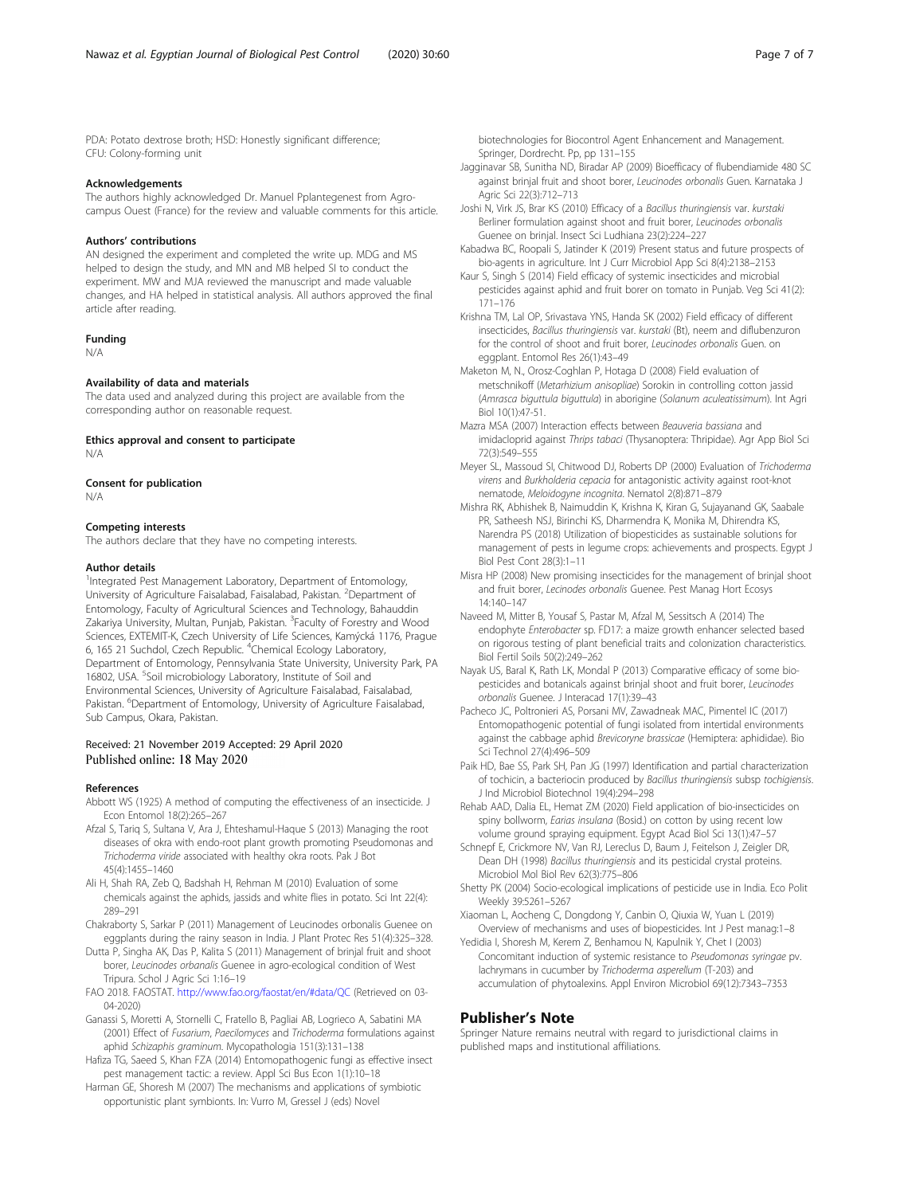PDA: Potato dextrose broth; HSD: Honestly significant difference; CFU: Colony-forming unit

### Acknowledgements

The authors highly acknowledged Dr. Manuel Pplantegenest from Agrocampus Ouest (France) for the review and valuable comments for this article.

### Authors' contributions

AN designed the experiment and completed the write up. MDG and MS helped to design the study, and MN and MB helped SI to conduct the experiment. MW and MJA reviewed the manuscript and made valuable changes, and HA helped in statistical analysis. All authors approved the final article after reading.

### Funding

N/A

### Availability of data and materials

The data used and analyzed during this project are available from the corresponding author on reasonable request.

### Ethics approval and consent to participate

N/A

### Consent for publication

N/A

### Competing interests

The authors declare that they have no competing interests.

### Author details

[1]Integrated Pest Management Laboratory, Department of Entomology, University of Agriculture Faisalabad, Faisalabad, Pakistan. [2]Department of Entomology, Faculty of Agricultural Sciences and Technology, Bahauddin Zakariya University, Multan, Punjab, Pakistan. [3]Faculty of Forestry and Wood Sciences, EXTEMIT-K, Czech University of Life Sciences, Kamýcká 1176, Prague 6, 165 21 Suchdol, Czech Republic. [4]Chemical Ecology Laboratory, Department of Entomology, Pennsylvania State University, University Park, PA 16802, USA. [5]Soil microbiology Laboratory, Institute of Soil and Environmental Sciences, University of Agriculture Faisalabad, Faisalabad, Pakistan. [6]Department of Entomology, University of Agriculture Faisalabad, Sub Campus, Okara, Pakistan.

Received: 21 November 2019 Accepted: 29 April 2020
Published online: 18 May 2020

### References

Abbott WS (1925) A method of computing the effectiveness of an insecticide. J Econ Entomol 18(2):265–267

Afzal S, Tariq S, Sultana V, Ara J, Ehteshamul-Haque S (2013) Managing the root diseases of okra with endo-root plant growth promoting Pseudomonas and *Trichoderma viride* associated with healthy okra roots. Pak J Bot 45(4):1455–1460

Ali H, Shah RA, Zeb Q, Badshah H, Rehman M (2010) Evaluation of some chemicals against the aphids, jassids and white flies in potato. Sci Int 22(4): 289–291

Chakraborty S, Sarkar P (2011) Management of Leucinodes orbonalis Guenee on eggplants during the rainy season in India. J Plant Protec Res 51(4):325–328.

Dutta P, Singha AK, Das P, Kalita S (2011) Management of brinjal fruit and shoot borer, *Leucinodes orbanalis* Guenee in agro-ecological condition of West Tripura. Schol J Agric Sci 1:16–19

FAO 2018. FAOSTAT. http://www.fao.org/faostat/en/#data/QC (Retrieved on 03-04-2020)

Ganassi S, Moretti A, Stornelli C, Fratello B, Pagliai AB, Logrieco A, Sabatini MA (2001) Effect of *Fusarium*, *Paecilomyces* and *Trichoderma* formulations against aphid *Schizaphis graminum*. Mycopathologia 151(3):131–138

Hafiza TG, Saeed S, Khan FZA (2014) Entomopathogenic fungi as effective insect pest management tactic: a review. Appl Sci Bus Econ 1(1):10–18

Harman GE, Shoresh M (2007) The mechanisms and applications of symbiotic opportunistic plant symbionts. In: Vurro M, Gressel J (eds) Novel biotechnologies for Biocontrol Agent Enhancement and Management. Springer, Dordrecht. Pp, pp 131–155

Jagginavar SB, Sunitha ND, Biradar AP (2009) Bioefficacy of flubendiamide 480 SC against brinjal fruit and shoot borer, *Leucinodes orbonalis* Guen. Karnataka J Agric Sci 22(3):712–713

Joshi N, Virk JS, Brar KS (2010) Efficacy of a *Bacillus thuringiensis* var. *kurstaki* Berliner formulation against shoot and fruit borer, *Leucinodes orbonalis* Guenee on brinjal. Insect Sci Ludhiana 23(2):224–227

Kabadwa BC, Roopali S, Jatinder K (2019) Present status and future prospects of bio-agents in agriculture. Int J Curr Microbiol App Sci 8(4):2138–2153

Kaur S, Singh S (2014) Field efficacy of systemic insecticides and microbial pesticides against aphid and fruit borer on tomato in Punjab. Veg Sci 41(2): 171–176

Krishna TM, Lal OP, Srivastava YNS, Handa SK (2002) Field efficacy of different insecticides, *Bacillus thuringiensis* var. *kurstaki* (Bt), neem and diflubenzuron for the control of shoot and fruit borer, *Leucinodes orbonalis* Guen. on eggplant. Entomol Res 26(1):43–49

Maketon M, N., Orosz-Coghlan P, Hotaga D (2008) Field evaluation of metschnikoff (*Metarhizium anisopliae*) Sorokin in controlling cotton jassid (*Amrasca biguttula biguttula*) in aborigine (*Solanum aculeatissimum*). Int Agri Biol 10(1):47-51.

Mazra MSA (2007) Interaction effects between *Beauveria bassiana* and imidacloprid against *Thrips tabaci* (Thysanoptera: Thripidae). Agr App Biol Sci 72(3):549–555

Meyer SL, Massoud SI, Chitwood DJ, Roberts DP (2000) Evaluation of *Trichoderma virens* and *Burkholderia cepacia* for antagonistic activity against root-knot nematode, *Meloidogyne incognita*. Nematol 2(8):871–879

Mishra RK, Abhishek B, Naimuddin K, Krishna K, Kiran G, Sujayanand GK, Saabale PR, Satheesh NSJ, Birinchi KS, Dharmendra KS, Monika M, Dhirendra KS, Narendra PS (2018) Utilization of biopesticides as sustainable solutions for management of pests in legume crops: achievements and prospects. Egypt J Biol Pest Cont 28(3):1–11

Misra HP (2008) New promising insecticides for the management of brinjal shoot and fruit borer, *Lecinodes orbonalis* Guenee. Pest Manag Hort Ecosys 14:140–147

Naveed M, Mitter B, Yousaf S, Pastar M, Afzal M, Sessitsch A (2014) The endophyte *Enterobacter* sp. FD17: a maize growth enhancer selected based on rigorous testing of plant beneficial traits and colonization characteristics. Biol Fertil Soils 50(2):249–262

Nayak US, Baral K, Rath LK, Mondal P (2013) Comparative efficacy of some bio-pesticides and botanicals against brinjal shoot and fruit borer, *Leucinodes orbonalis* Guenee. J Interacad 17(1):39–43

Pacheco JC, Poltronieri AS, Porsani MV, Zawadneak MAC, Pimentel IC (2017) Entomopathogenic potential of fungi isolated from intertidal environments against the cabbage aphid *Brevicoryne brassicae* (Hemiptera: aphididae). Bio Sci Technol 27(4):496–509

Paik HD, Bae SS, Park SH, Pan JG (1997) Identification and partial characterization of tochicin, a bacteriocin produced by *Bacillus thuringiensis* subsp *tochigiensis*. J Ind Microbiol Biotechnol 19(4):294–298

Rehab AAD, Dalia EL, Hemat ZM (2020) Field application of bio-insecticides on spiny bollworm, *Earias insulana* (Bosid.) on cotton by using recent low volume ground spraying equipment. Egypt Acad Biol Sci 13(1):47–57

Schnepf E, Crickmore NV, Van RJ, Lereclus D, Baum J, Feitelson J, Zeigler DR, Dean DH (1998) *Bacillus thuringiensis* and its pesticidal crystal proteins. Microbiol Mol Biol Rev 62(3):775–806

Shetty PK (2004) Socio-ecological implications of pesticide use in India. Eco Polit Weekly 39:5261–5267

Xiaoman L, Aocheng C, Dongdong Y, Canbin O, Qiuxia W, Yuan L (2019) Overview of mechanisms and uses of biopesticides. Int J Pest manag:1–8

Yedidia I, Shoresh M, Kerem Z, Benhamou N, Kapulnik Y, Chet I (2003) Concomitant induction of systemic resistance to *Pseudomonas syringae* pv. lachrymans in cucumber by *Trichoderma asperellum* (T-203) and accumulation of phytoalexins. Appl Environ Microbiol 69(12):7343–7353

## Publisher's Note

Springer Nature remains neutral with regard to jurisdictional claims in published maps and institutional affiliations.